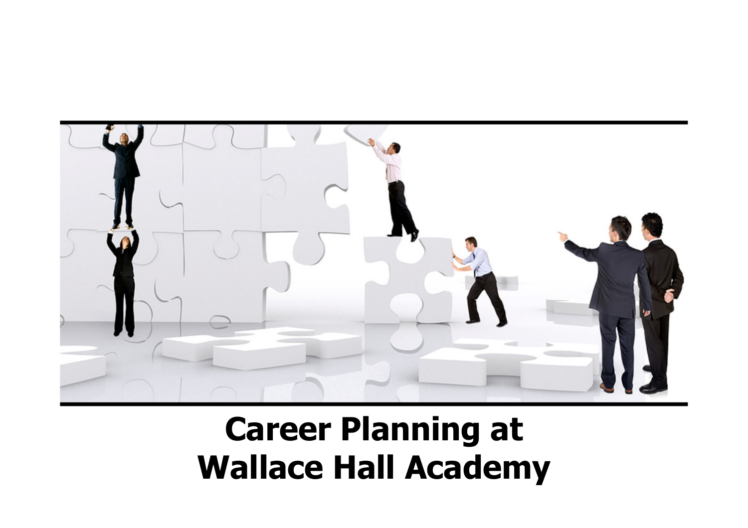# Career Planning at Wallace Hall Academy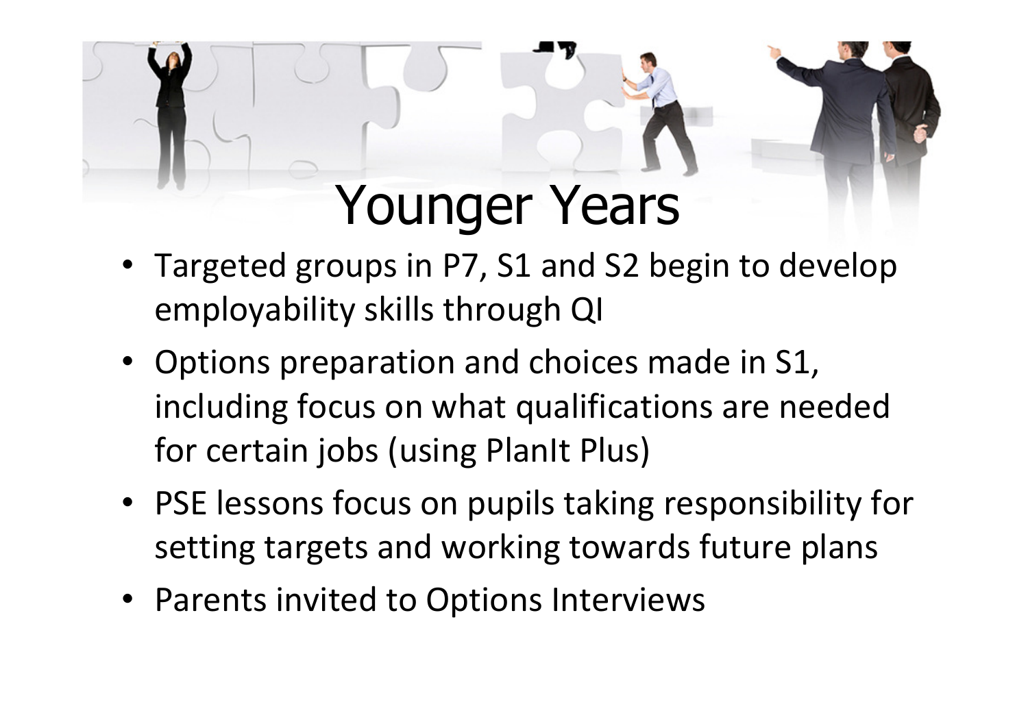# Younger Years

- Targeted groups in P7, S1 and S2 begin to develop employability skills through QI
- Options preparation and choices made in S1, including focus on what qualifications are needed for certain jobs (using PlanIt Plus)
- PSE lessons focus on pupils taking responsibility for setting targets and working towards future plans
- Parents invited to Options Interviews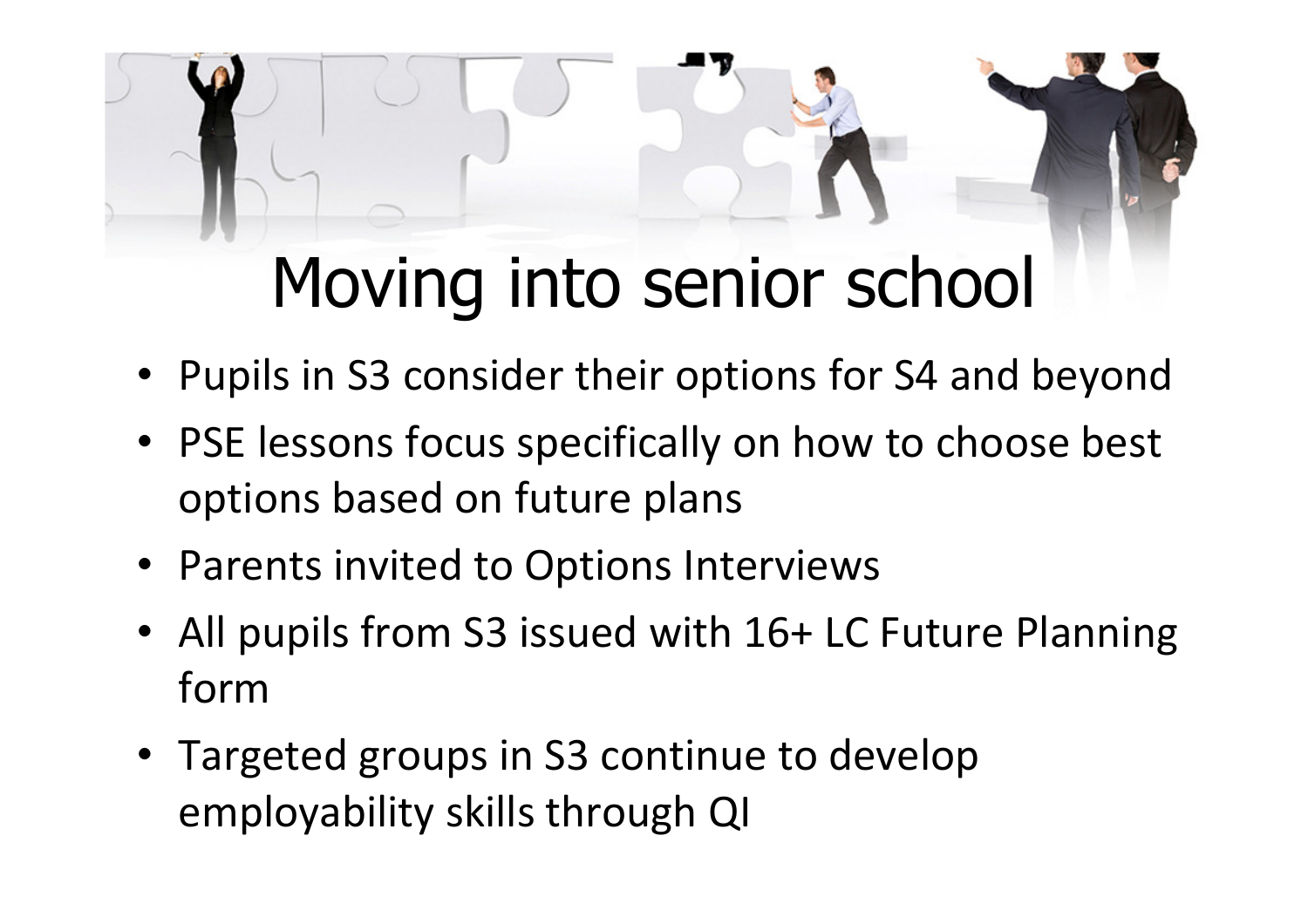# Moving into senior school

- Pupils in S3 consider their options for S4 and beyond
- PSE lessons focus specifically on how to choose best options based on future plans
- Parents invited to Options Interviews
- All pupils from S3 issued with 16+ LC Future Planning form
- Targeted groups in S3 continue to develop employability skills through QI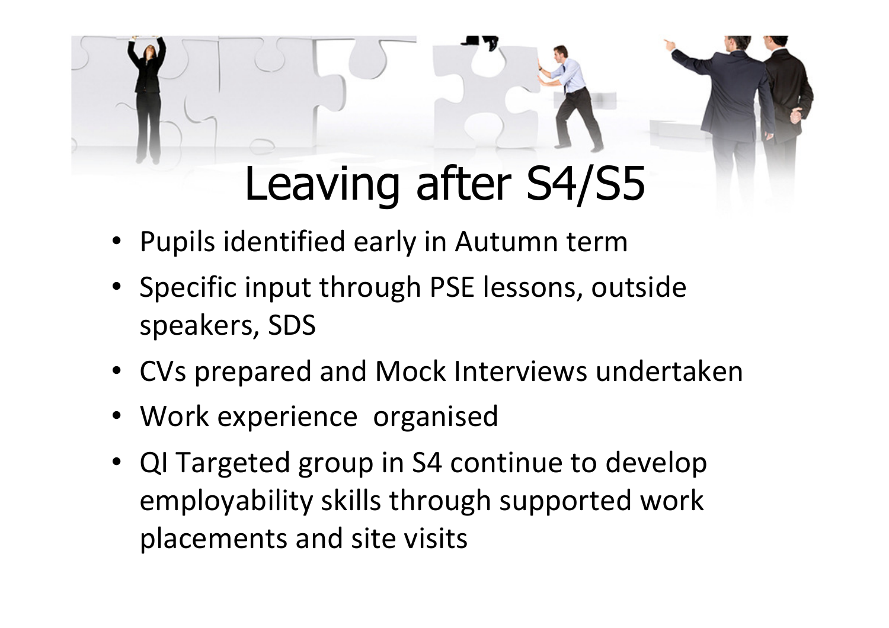# Leaving after S4/S5

- Pupils identified early in Autumn term
- Specific input through PSE lessons, outside speakers, SDS
- CVs prepared and Mock Interviews undertaken
- Work experience organised
- QI Targeted group in S4 continue to develop employability skills through supported work placements and site visits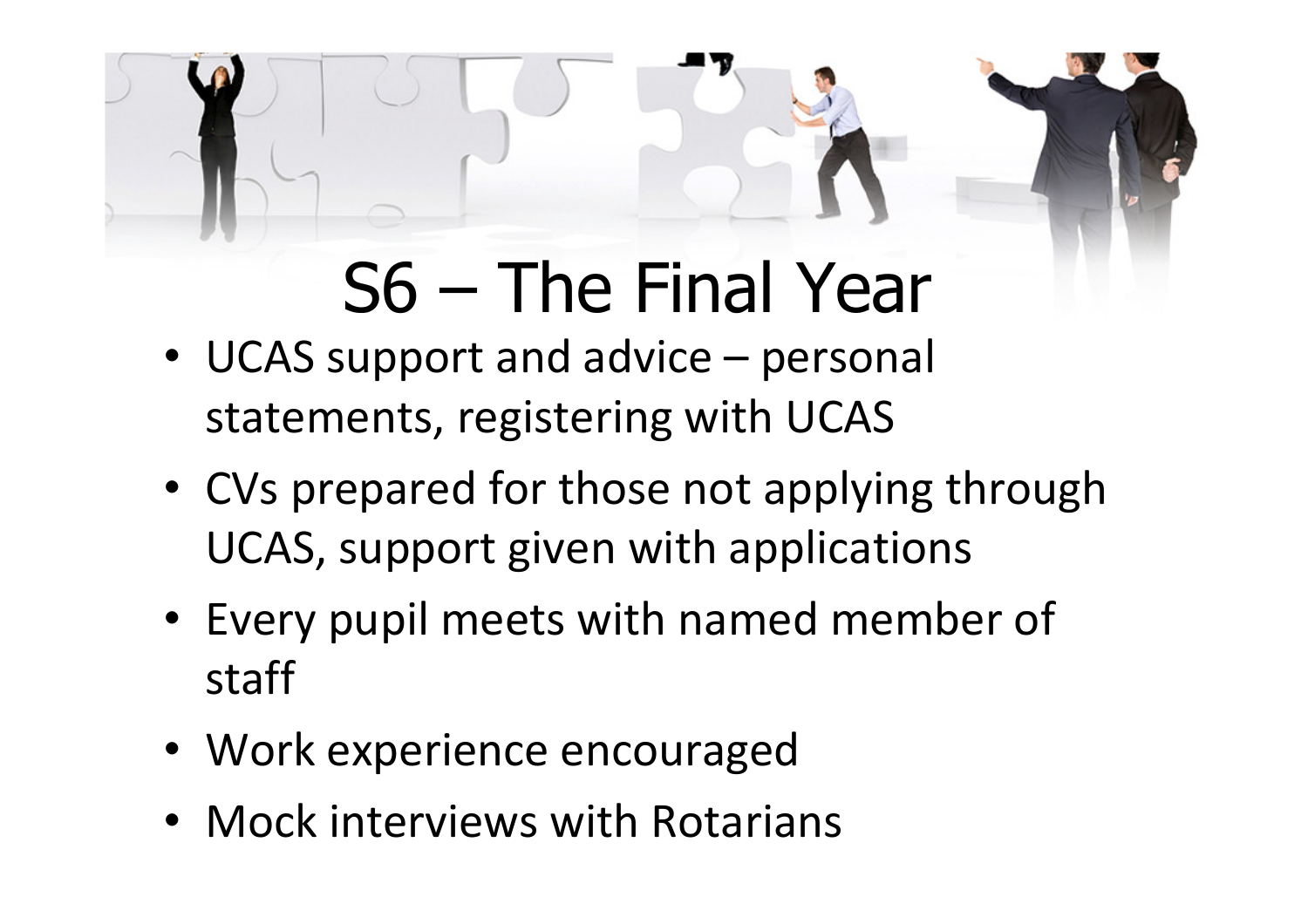# S6 – The Final Year

- UCAS support and advice – personal statements, registering with UCAS
- CVs prepared for those not applying through UCAS, support given with applications
- Every pupil meets with named member of staff
- Work experience encouraged
- Mock interviews with Rotarians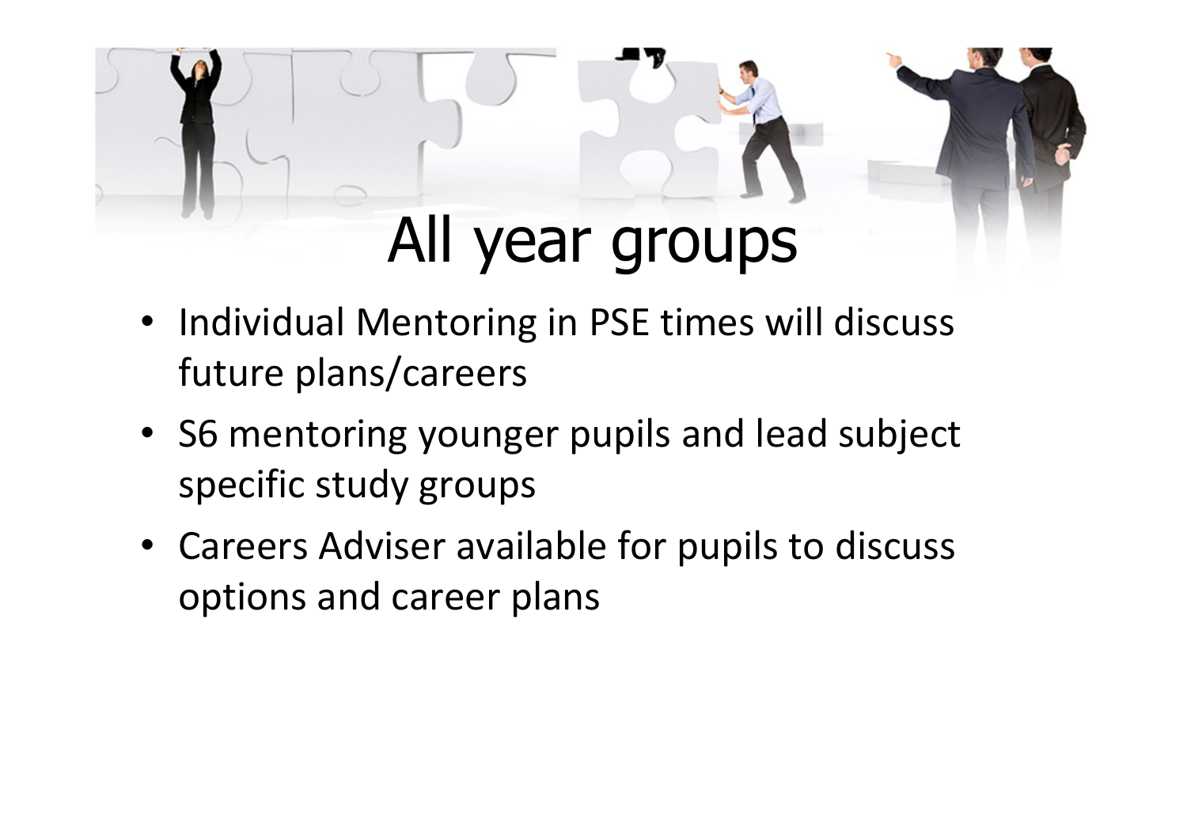# All year groups

- Individual Mentoring in PSE times will discuss future plans/careers
- S6 mentoring younger pupils and lead subject specific study groups
- Careers Adviser available for pupils to discuss options and career plans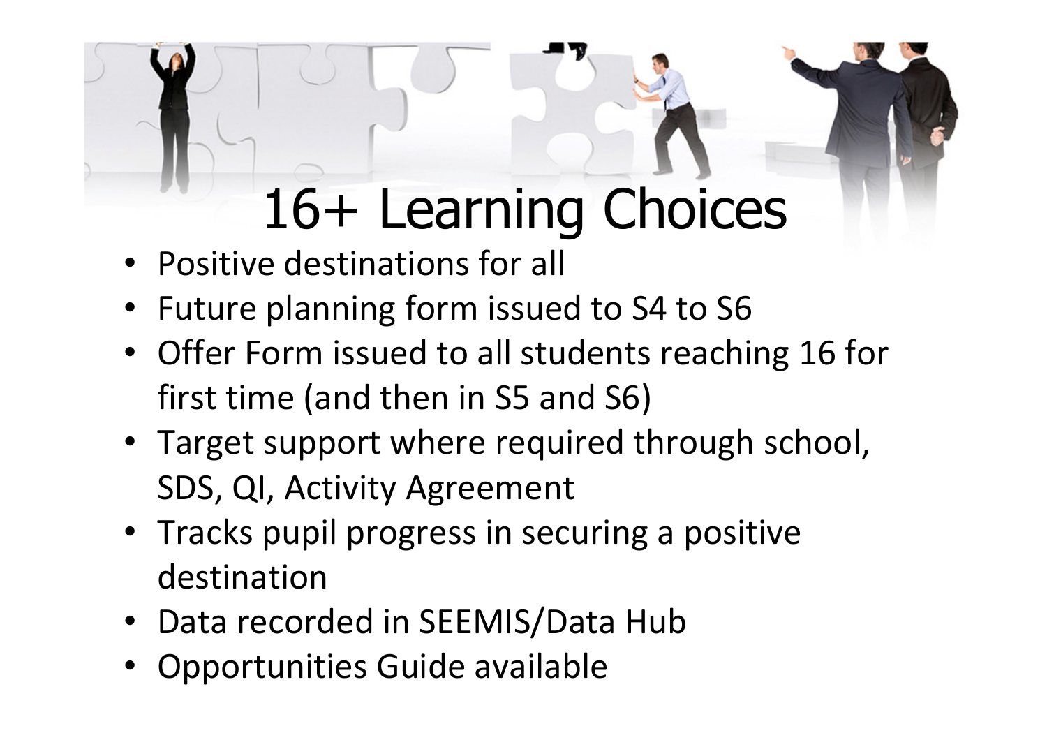# 16+ Learning Choices

- Positive destinations for all
- Future planning form issued to S4 to S6
- Offer Form issued to all students reaching 16 for first time (and then in S5 and S6)
- Target support where required through school, SDS, QI, Activity Agreement
- Tracks pupil progress in securing a positive destination
- Data recorded in SEEMIS/Data Hub
- Opportunities Guide available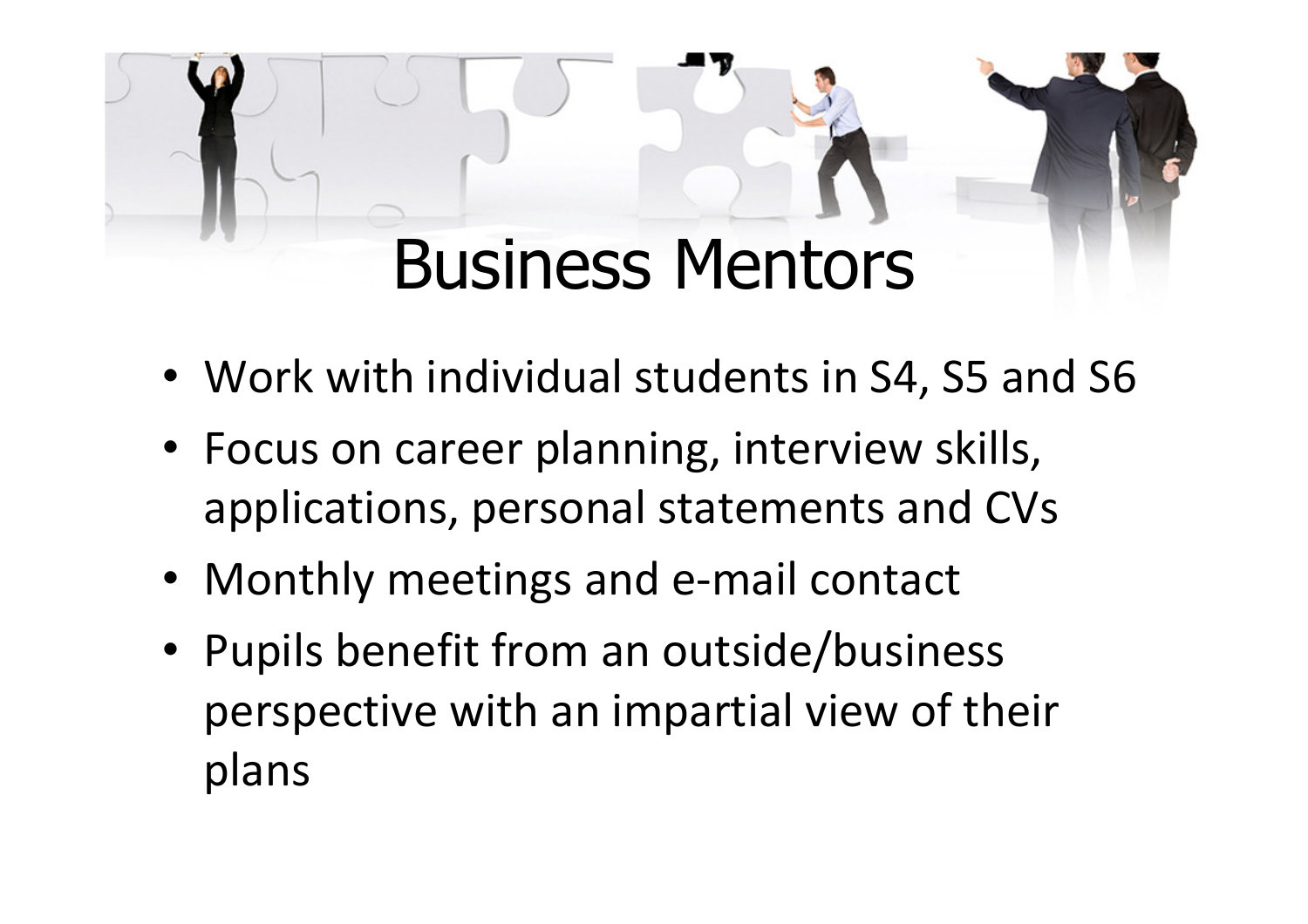# Business Mentors

- Work with individual students in S4, S5 and S6
- Focus on career planning, interview skills, applications, personal statements and CVs
- Monthly meetings and e-mail contact
- Pupils benefit from an outside/business perspective with an impartial view of their plans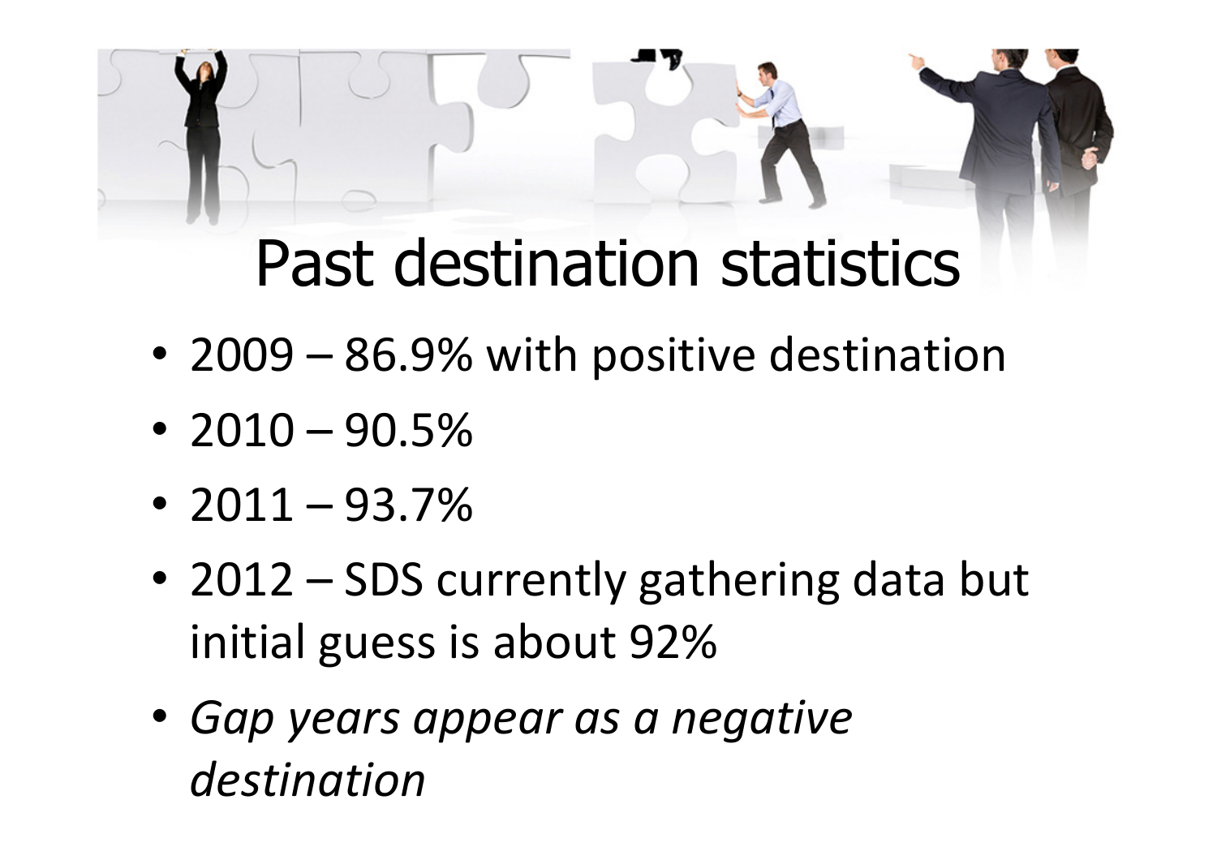# Past destination statistics

- 2009 – 86.9% with positive destination
- 2010 – 90.5%
- 2011 – 93.7%
- 2012 – SDS currently gathering data but initial guess is about 92%
- *Gap years appear as a negative destination*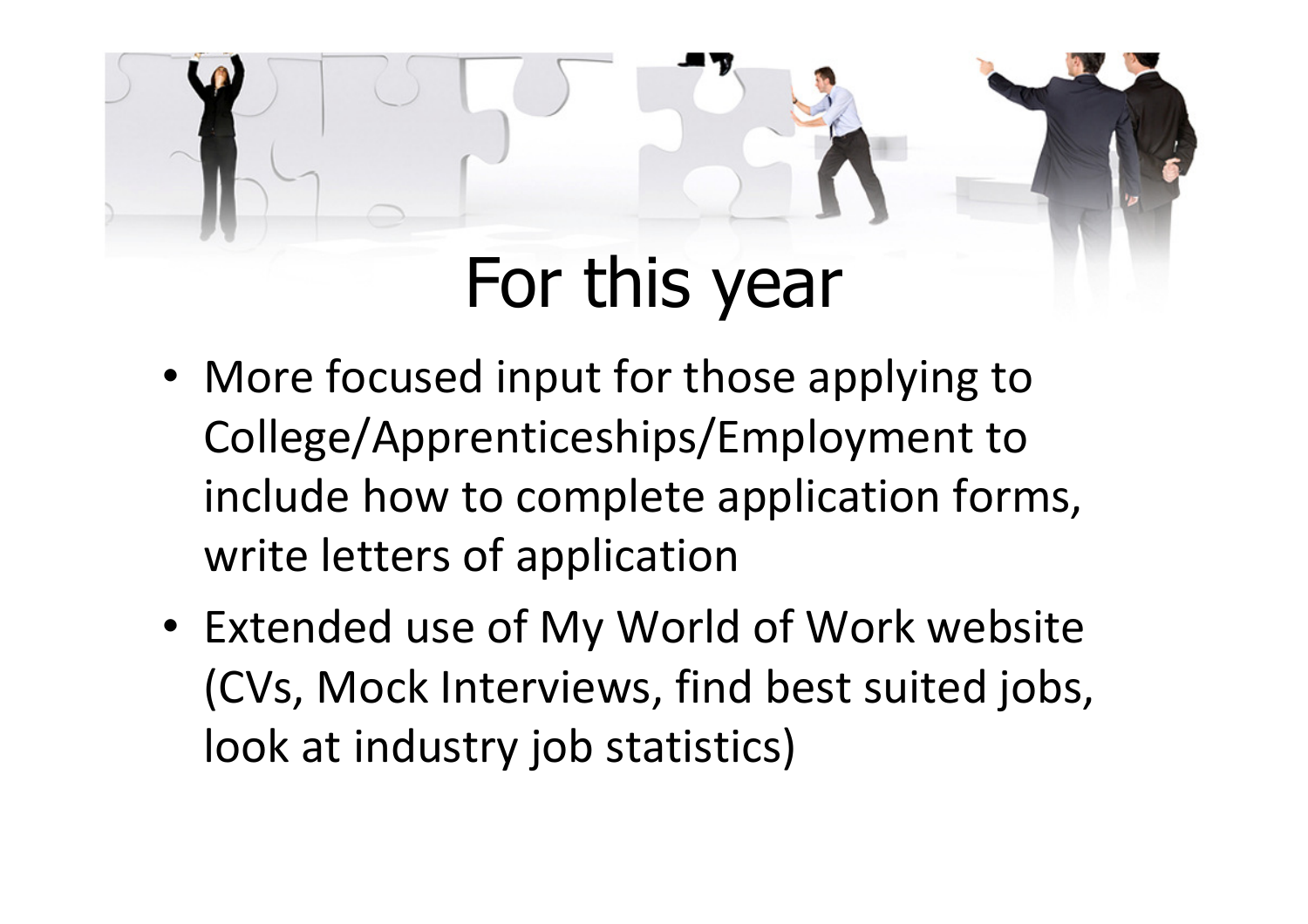# For this year

- More focused input for those applying to College/Apprenticeships/Employment to include how to complete application forms, write letters of application
- Extended use of My World of Work website (CVs, Mock Interviews, find best suited jobs, look at industry job statistics)